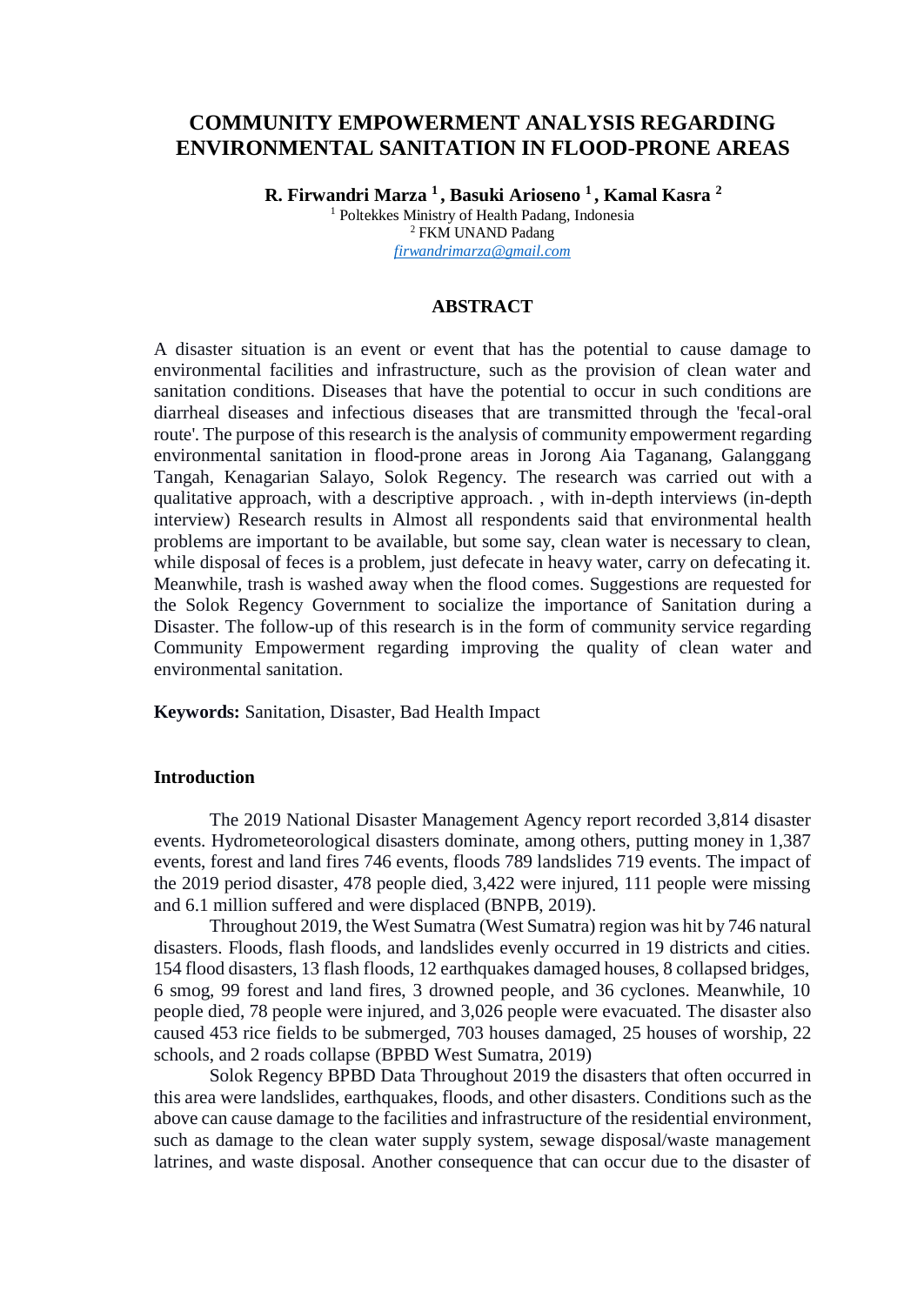# COMMUNITY EMPOWERMENT ANALYSIS REGARDING ENVIRONMENTAL SANITATION IN FLOOD-PRONE AREAS

**R. Firwandri Marza [1] , Basuki Arioseno [1] , Kamal Kasra [2]**

[1] Poltekkes Ministry of Health Padang, Indonesia
[2] FKM UNAND Padang
*firwandrimarza@gmail.com*

## ABSTRACT

A disaster situation is an event or event that has the potential to cause damage to environmental facilities and infrastructure, such as the provision of clean water and sanitation conditions. Diseases that have the potential to occur in such conditions are diarrheal diseases and infectious diseases that are transmitted through the 'fecal-oral route'. The purpose of this research is the analysis of community empowerment regarding environmental sanitation in flood-prone areas in Jorong Aia Taganang, Galanggang Tangah, Kenagarian Salayo, Solok Regency. The research was carried out with a qualitative approach, with a descriptive approach. , with in-depth interviews (in-depth interview) Research results in Almost all respondents said that environmental health problems are important to be available, but some say, clean water is necessary to clean, while disposal of feces is a problem, just defecate in heavy water, carry on defecating it. Meanwhile, trash is washed away when the flood comes. Suggestions are requested for the Solok Regency Government to socialize the importance of Sanitation during a Disaster. The follow-up of this research is in the form of community service regarding Community Empowerment regarding improving the quality of clean water and environmental sanitation.

**Keywords:** Sanitation, Disaster, Bad Health Impact

### Introduction

The 2019 National Disaster Management Agency report recorded 3,814 disaster events. Hydrometeorological disasters dominate, among others, putting money in 1,387 events, forest and land fires 746 events, floods 789 landslides 719 events. The impact of the 2019 period disaster, 478 people died, 3,422 were injured, 111 people were missing and 6.1 million suffered and were displaced (BNPB, 2019).

Throughout 2019, the West Sumatra (West Sumatra) region was hit by 746 natural disasters. Floods, flash floods, and landslides evenly occurred in 19 districts and cities. 154 flood disasters, 13 flash floods, 12 earthquakes damaged houses, 8 collapsed bridges, 6 smog, 99 forest and land fires, 3 drowned people, and 36 cyclones. Meanwhile, 10 people died, 78 people were injured, and 3,026 people were evacuated. The disaster also caused 453 rice fields to be submerged, 703 houses damaged, 25 houses of worship, 22 schools, and 2 roads collapse (BPBD West Sumatra, 2019)

Solok Regency BPBD Data Throughout 2019 the disasters that often occurred in this area were landslides, earthquakes, floods, and other disasters. Conditions such as the above can cause damage to the facilities and infrastructure of the residential environment, such as damage to the clean water supply system, sewage disposal/waste management latrines, and waste disposal. Another consequence that can occur due to the disaster of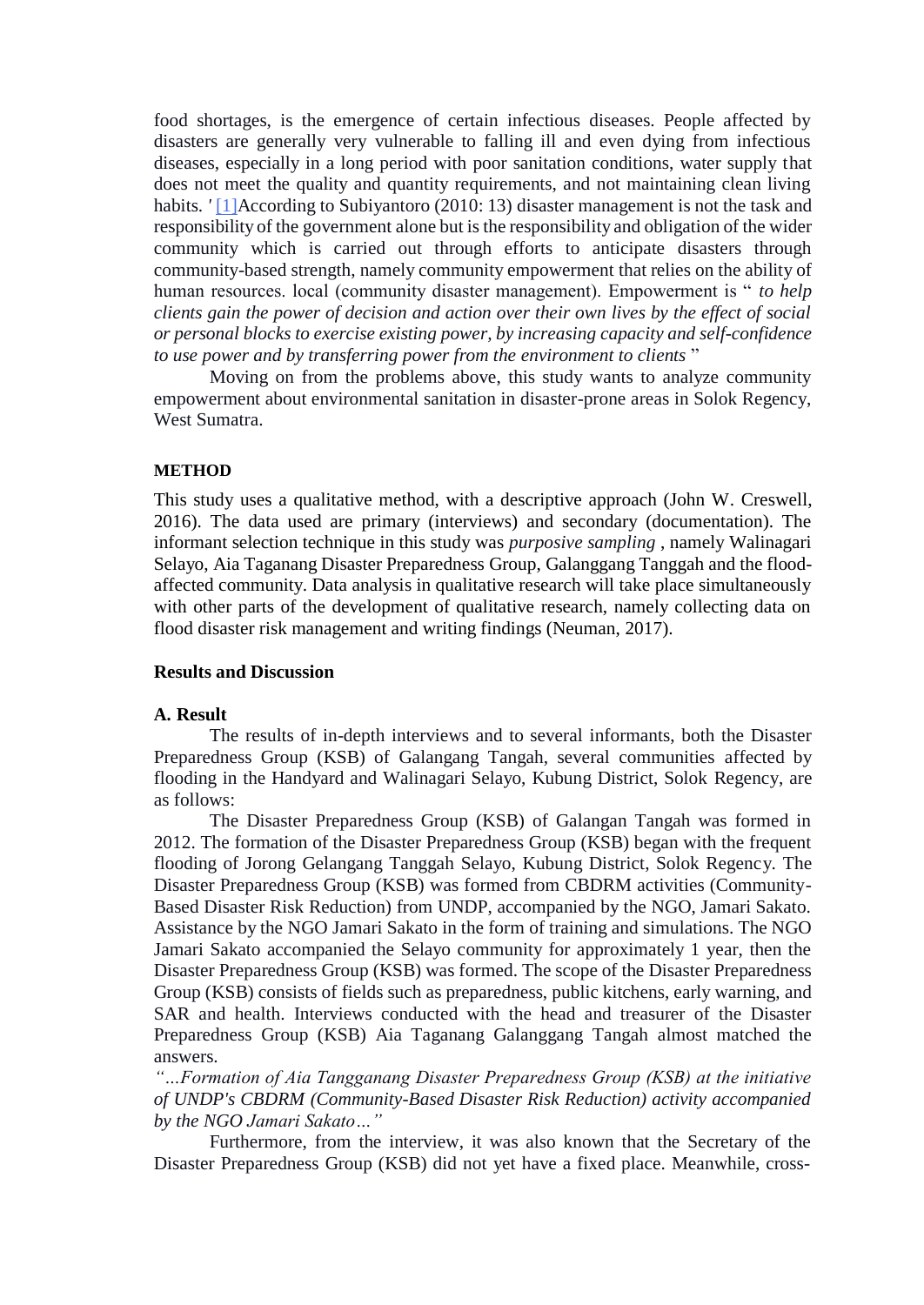food shortages, is the emergence of certain infectious diseases. People affected by disasters are generally very vulnerable to falling ill and even dying from infectious diseases, especially in a long period with poor sanitation conditions, water supply that does not meet the quality and quantity requirements, and not maintaining clean living habits. ' [1]According to Subiyantoro (2010: 13) disaster management is not the task and responsibility of the government alone but is the responsibility and obligation of the wider community which is carried out through efforts to anticipate disasters through community-based strength, namely community empowerment that relies on the ability of human resources. local (community disaster management). Empowerment is " *to help clients gain the power of decision and action over their own lives by the effect of social or personal blocks to exercise existing power, by increasing capacity and self-confidence to use power and by transferring power from the environment to clients* "

Moving on from the problems above, this study wants to analyze community empowerment about environmental sanitation in disaster-prone areas in Solok Regency, West Sumatra.

## METHOD

This study uses a qualitative method, with a descriptive approach (John W. Creswell, 2016). The data used are primary (interviews) and secondary (documentation). The informant selection technique in this study was *purposive sampling* , namely Walinagari Selayo, Aia Taganang Disaster Preparedness Group, Galanggang Tanggah and the flood-affected community. Data analysis in qualitative research will take place simultaneously with other parts of the development of qualitative research, namely collecting data on flood disaster risk management and writing findings (Neuman, 2017).

## Results and Discussion

### A. Result

The results of in-depth interviews and to several informants, both the Disaster Preparedness Group (KSB) of Galangang Tangah, several communities affected by flooding in the Handyard and Walinagari Selayo, Kubung District, Solok Regency, are as follows:

The Disaster Preparedness Group (KSB) of Galangan Tangah was formed in 2012. The formation of the Disaster Preparedness Group (KSB) began with the frequent flooding of Jorong Gelangang Tanggah Selayo, Kubung District, Solok Regency. The Disaster Preparedness Group (KSB) was formed from CBDRM activities (Community-Based Disaster Risk Reduction) from UNDP, accompanied by the NGO, Jamari Sakato. Assistance by the NGO Jamari Sakato in the form of training and simulations. The NGO Jamari Sakato accompanied the Selayo community for approximately 1 year, then the Disaster Preparedness Group (KSB) was formed. The scope of the Disaster Preparedness Group (KSB) consists of fields such as preparedness, public kitchens, early warning, and SAR and health. Interviews conducted with the head and treasurer of the Disaster Preparedness Group (KSB) Aia Taganang Galanggang Tangah almost matched the answers.

*"...Formation of Aia Tangganang Disaster Preparedness Group (KSB) at the initiative of UNDP's CBDRM (Community-Based Disaster Risk Reduction) activity accompanied by the NGO Jamari Sakato..."*

Furthermore, from the interview, it was also known that the Secretary of the Disaster Preparedness Group (KSB) did not yet have a fixed place. Meanwhile, cross-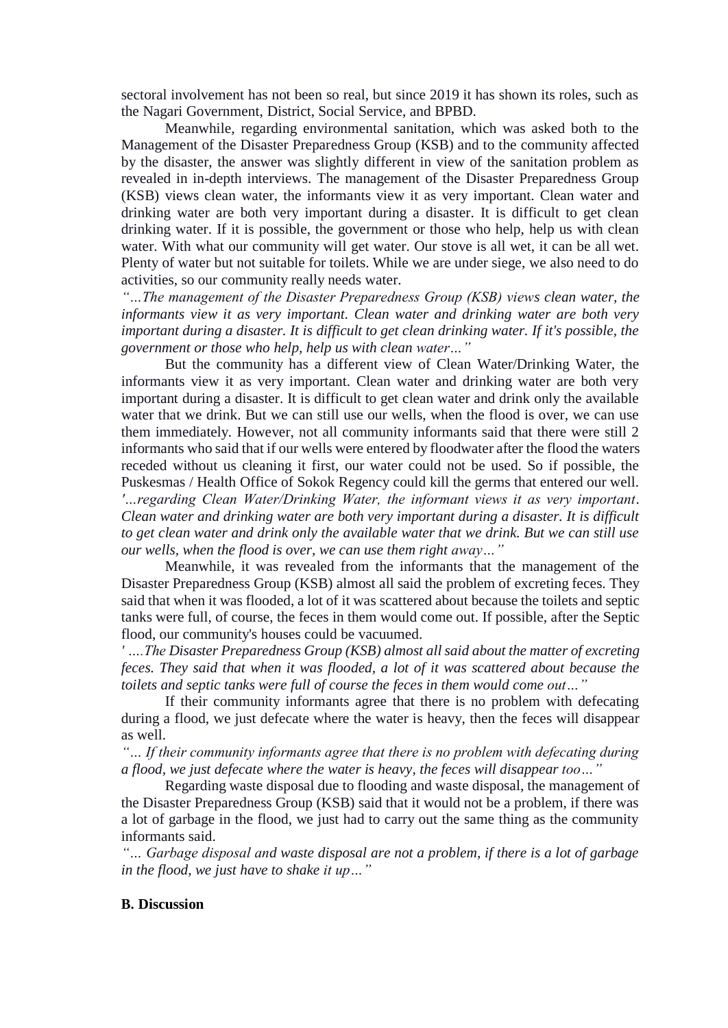sectoral involvement has not been so real, but since 2019 it has shown its roles, such as the Nagari Government, District, Social Service, and BPBD.

Meanwhile, regarding environmental sanitation, which was asked both to the Management of the Disaster Preparedness Group (KSB) and to the community affected by the disaster, the answer was slightly different in view of the sanitation problem as revealed in in-depth interviews. The management of the Disaster Preparedness Group (KSB) views clean water, the informants view it as very important. Clean water and drinking water are both very important during a disaster. It is difficult to get clean drinking water. If it is possible, the government or those who help, help us with clean water. With what our community will get water. Our stove is all wet, it can be all wet. Plenty of water but not suitable for toilets. While we are under siege, we also need to do activities, so our community really needs water.

*"…The management of the Disaster Preparedness Group (KSB) views clean water, the informants view it as very important. Clean water and drinking water are both very important during a disaster. It is difficult to get clean drinking water. If it's possible, the government or those who help, help us with clean water…"*

But the community has a different view of Clean Water/Drinking Water, the informants view it as very important. Clean water and drinking water are both very important during a disaster. It is difficult to get clean water and drink only the available water that we drink. But we can still use our wells, when the flood is over, we can use them immediately. However, not all community informants said that there were still 2 informants who said that if our wells were entered by floodwater after the flood the waters receded without us cleaning it first, our water could not be used. So if possible, the Puskesmas / Health Office of Sokok Regency could kill the germs that entered our well.

*'…regarding Clean Water/Drinking Water, the informant views it as very important. Clean water and drinking water are both very important during a disaster. It is difficult to get clean water and drink only the available water that we drink. But we can still use our wells, when the flood is over, we can use them right away…"*

Meanwhile, it was revealed from the informants that the management of the Disaster Preparedness Group (KSB) almost all said the problem of excreting feces. They said that when it was flooded, a lot of it was scattered about because the toilets and septic tanks were full, of course, the feces in them would come out. If possible, after the Septic flood, our community's houses could be vacuumed.

*' ….The Disaster Preparedness Group (KSB) almost all said about the matter of excreting feces. They said that when it was flooded, a lot of it was scattered about because the toilets and septic tanks were full of course the feces in them would come out…"*

If their community informants agree that there is no problem with defecating during a flood, we just defecate where the water is heavy, then the feces will disappear as well.

*"… If their community informants agree that there is no problem with defecating during a flood, we just defecate where the water is heavy, the feces will disappear too…"*

Regarding waste disposal due to flooding and waste disposal, the management of the Disaster Preparedness Group (KSB) said that it would not be a problem, if there was a lot of garbage in the flood, we just had to carry out the same thing as the community informants said.

*"… Garbage disposal and waste disposal are not a problem, if there is a lot of garbage in the flood, we just have to shake it up…"*

**B. Discussion**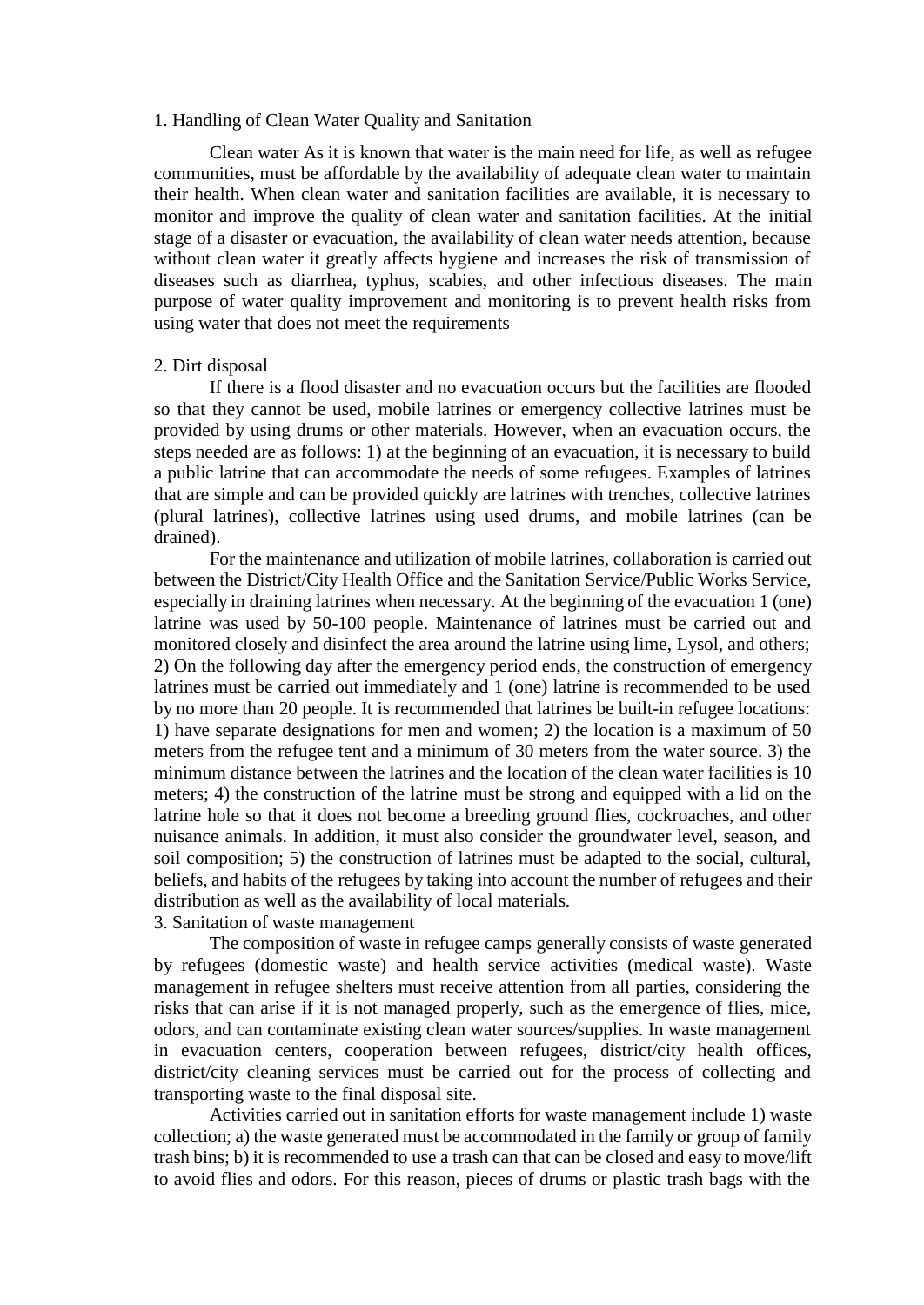1. Handling of Clean Water Quality and Sanitation

Clean water As it is known that water is the main need for life, as well as refugee communities, must be affordable by the availability of adequate clean water to maintain their health. When clean water and sanitation facilities are available, it is necessary to monitor and improve the quality of clean water and sanitation facilities. At the initial stage of a disaster or evacuation, the availability of clean water needs attention, because without clean water it greatly affects hygiene and increases the risk of transmission of diseases such as diarrhea, typhus, scabies, and other infectious diseases. The main purpose of water quality improvement and monitoring is to prevent health risks from using water that does not meet the requirements

2. Dirt disposal

If there is a flood disaster and no evacuation occurs but the facilities are flooded so that they cannot be used, mobile latrines or emergency collective latrines must be provided by using drums or other materials. However, when an evacuation occurs, the steps needed are as follows: 1) at the beginning of an evacuation, it is necessary to build a public latrine that can accommodate the needs of some refugees. Examples of latrines that are simple and can be provided quickly are latrines with trenches, collective latrines (plural latrines), collective latrines using used drums, and mobile latrines (can be drained).

For the maintenance and utilization of mobile latrines, collaboration is carried out between the District/City Health Office and the Sanitation Service/Public Works Service, especially in draining latrines when necessary. At the beginning of the evacuation 1 (one) latrine was used by 50-100 people. Maintenance of latrines must be carried out and monitored closely and disinfect the area around the latrine using lime, Lysol, and others; 2) On the following day after the emergency period ends, the construction of emergency latrines must be carried out immediately and 1 (one) latrine is recommended to be used by no more than 20 people. It is recommended that latrines be built-in refugee locations: 1) have separate designations for men and women; 2) the location is a maximum of 50 meters from the refugee tent and a minimum of 30 meters from the water source. 3) the minimum distance between the latrines and the location of the clean water facilities is 10 meters; 4) the construction of the latrine must be strong and equipped with a lid on the latrine hole so that it does not become a breeding ground flies, cockroaches, and other nuisance animals. In addition, it must also consider the groundwater level, season, and soil composition; 5) the construction of latrines must be adapted to the social, cultural, beliefs, and habits of the refugees by taking into account the number of refugees and their distribution as well as the availability of local materials.

3. Sanitation of waste management

The composition of waste in refugee camps generally consists of waste generated by refugees (domestic waste) and health service activities (medical waste). Waste management in refugee shelters must receive attention from all parties, considering the risks that can arise if it is not managed properly, such as the emergence of flies, mice, odors, and can contaminate existing clean water sources/supplies. In waste management in evacuation centers, cooperation between refugees, district/city health offices, district/city cleaning services must be carried out for the process of collecting and transporting waste to the final disposal site.

Activities carried out in sanitation efforts for waste management include 1) waste collection; a) the waste generated must be accommodated in the family or group of family trash bins; b) it is recommended to use a trash can that can be closed and easy to move/lift to avoid flies and odors. For this reason, pieces of drums or plastic trash bags with the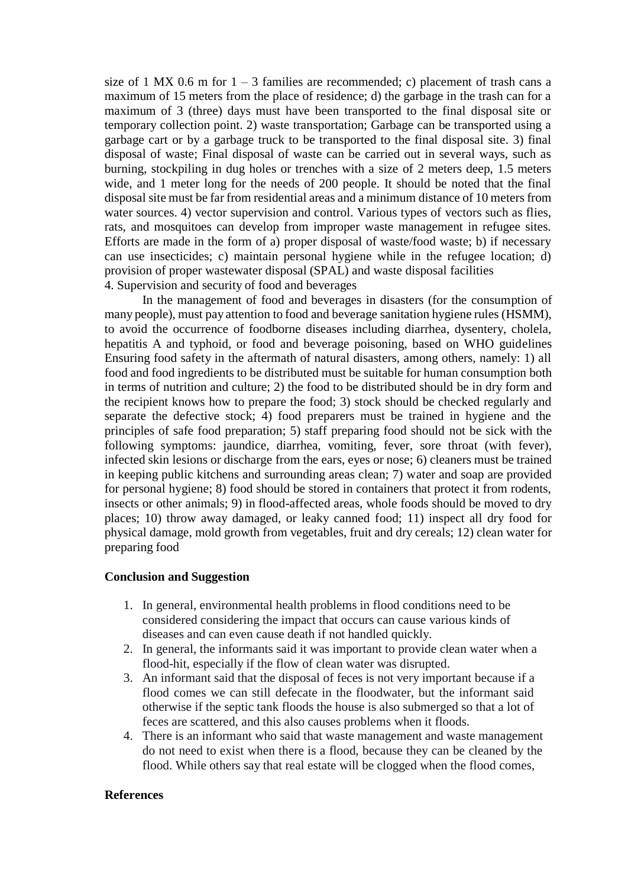size of 1 MX 0.6 m for 1 – 3 families are recommended; c) placement of trash cans a maximum of 15 meters from the place of residence; d) the garbage in the trash can for a maximum of 3 (three) days must have been transported to the final disposal site or temporary collection point. 2) waste transportation; Garbage can be transported using a garbage cart or by a garbage truck to be transported to the final disposal site. 3) final disposal of waste; Final disposal of waste can be carried out in several ways, such as burning, stockpiling in dug holes or trenches with a size of 2 meters deep, 1.5 meters wide, and 1 meter long for the needs of 200 people. It should be noted that the final disposal site must be far from residential areas and a minimum distance of 10 meters from water sources. 4) vector supervision and control. Various types of vectors such as flies, rats, and mosquitoes can develop from improper waste management in refugee sites. Efforts are made in the form of a) proper disposal of waste/food waste; b) if necessary can use insecticides; c) maintain personal hygiene while in the refugee location; d) provision of proper wastewater disposal (SPAL) and waste disposal facilities

4. Supervision and security of food and beverages

In the management of food and beverages in disasters (for the consumption of many people), must pay attention to food and beverage sanitation hygiene rules (HSMM), to avoid the occurrence of foodborne diseases including diarrhea, dysentery, cholela, hepatitis A and typhoid, or food and beverage poisoning, based on WHO guidelines Ensuring food safety in the aftermath of natural disasters, among others, namely: 1) all food and food ingredients to be distributed must be suitable for human consumption both in terms of nutrition and culture; 2) the food to be distributed should be in dry form and the recipient knows how to prepare the food; 3) stock should be checked regularly and separate the defective stock; 4) food preparers must be trained in hygiene and the principles of safe food preparation; 5) staff preparing food should not be sick with the following symptoms: jaundice, diarrhea, vomiting, fever, sore throat (with fever), infected skin lesions or discharge from the ears, eyes or nose; 6) cleaners must be trained in keeping public kitchens and surrounding areas clean; 7) water and soap are provided for personal hygiene; 8) food should be stored in containers that protect it from rodents, insects or other animals; 9) in flood-affected areas, whole foods should be moved to dry places; 10) throw away damaged, or leaky canned food; 11) inspect all dry food for physical damage, mold growth from vegetables, fruit and dry cereals; 12) clean water for preparing food

## Conclusion and Suggestion

1. In general, environmental health problems in flood conditions need to be considered considering the impact that occurs can cause various kinds of diseases and can even cause death if not handled quickly.
2. In general, the informants said it was important to provide clean water when a flood-hit, especially if the flow of clean water was disrupted.
3. An informant said that the disposal of feces is not very important because if a flood comes we can still defecate in the floodwater, but the informant said otherwise if the septic tank floods the house is also submerged so that a lot of feces are scattered, and this also causes problems when it floods.
4. There is an informant who said that waste management and waste management do not need to exist when there is a flood, because they can be cleaned by the flood. While others say that real estate will be clogged when the flood comes,

## References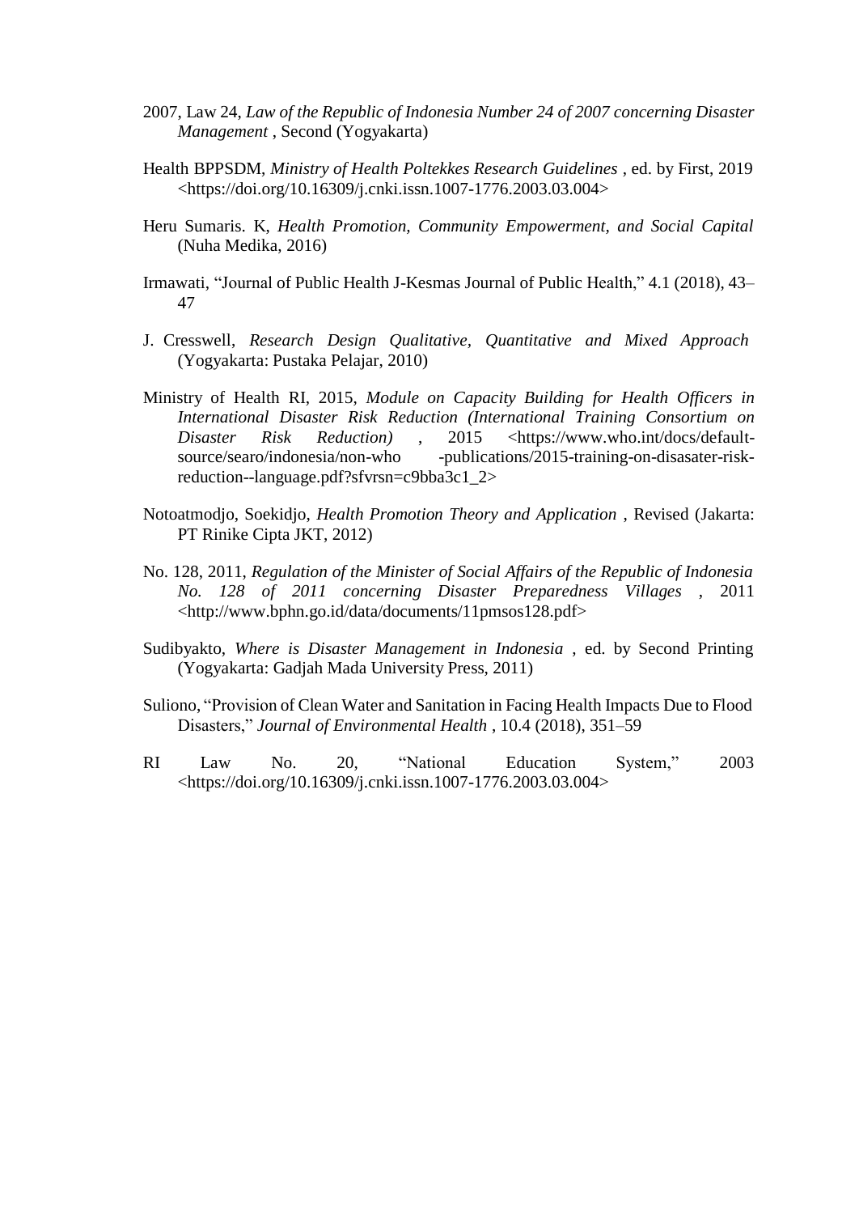2007, Law 24, *Law of the Republic of Indonesia Number 24 of 2007 concerning Disaster Management* , Second (Yogyakarta)

Health BPPSDM, *Ministry of Health Poltekkes Research Guidelines* , ed. by First, 2019 <https://doi.org/10.16309/j.cnki.issn.1007-1776.2003.03.004>

Heru Sumaris. K, *Health Promotion, Community Empowerment, and Social Capital* (Nuha Medika, 2016)

Irmawati, "Journal of Public Health J-Kesmas Journal of Public Health," 4.1 (2018), 43–47

J. Cresswell, *Research Design Qualitative, Quantitative and Mixed Approach* (Yogyakarta: Pustaka Pelajar, 2010)

Ministry of Health RI, 2015, *Module on Capacity Building for Health Officers in International Disaster Risk Reduction (International Training Consortium on Disaster Risk Reduction)* , 2015 <https://www.who.int/docs/default-source/searo/indonesia/non-who -publications/2015-training-on-disasater-risk-reduction--language.pdf?sfvrsn=c9bba3c1_2>

Notoatmodjo, Soekidjo, *Health Promotion Theory and Application* , Revised (Jakarta: PT Rinike Cipta JKT, 2012)

No. 128, 2011, *Regulation of the Minister of Social Affairs of the Republic of Indonesia No. 128 of 2011 concerning Disaster Preparedness Villages* , 2011 <http://www.bphn.go.id/data/documents/11pmsos128.pdf>

Sudibyakto, *Where is Disaster Management in Indonesia* , ed. by Second Printing (Yogyakarta: Gadjah Mada University Press, 2011)

Suliono, "Provision of Clean Water and Sanitation in Facing Health Impacts Due to Flood Disasters," *Journal of Environmental Health* , 10.4 (2018), 351–59

RI Law No. 20, "National Education System," 2003 <https://doi.org/10.16309/j.cnki.issn.1007-1776.2003.03.004>